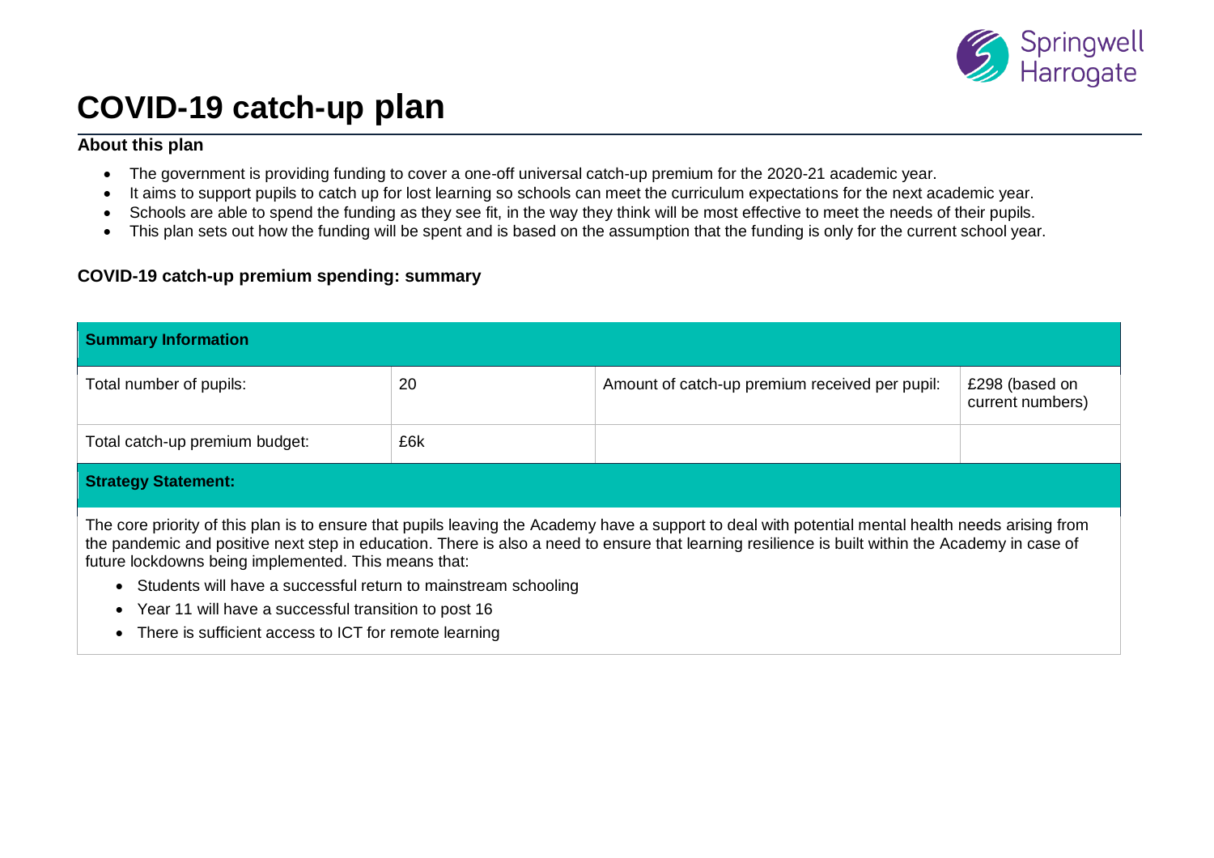# COVID-19 catch-up plan

### About this plan

- The government is providing funding to cover a one-off universal catch-up premium for the 2020-21 academic year.
- It aims to support pupils to catch up for lost learning so schools can meet the curriculum expectations for the next academic year.
- Schools are able to spend the funding as they see fit, in the way they think will be most effective to meet the needs of their pupils.
- This plan sets out how the funding will be spent and is based on the assumption that the funding is only for the current school year.

### COVID-19 catch-up premium spending: summary

| **Summary Information** | | | |
|---|---|---|---|
| Total number of pupils: | 20 | Amount of catch-up premium received per pupil: | £298 (based on current numbers) |
| Total catch-up premium budget: | £6k | | |

| **Strategy Statement:** |
|---|
| The core priority of this plan is to ensure that pupils leaving the Academy have a support to deal with potential mental health needs arising from the pandemic and positive next step in education. There is also a need to ensure that learning resilience is built within the Academy in case of future lockdowns being implemented. This means that:<br>• Students will have a successful return to mainstream schooling<br>• Year 11 will have a successful transition to post 16<br>• There is sufficient access to ICT for remote learning |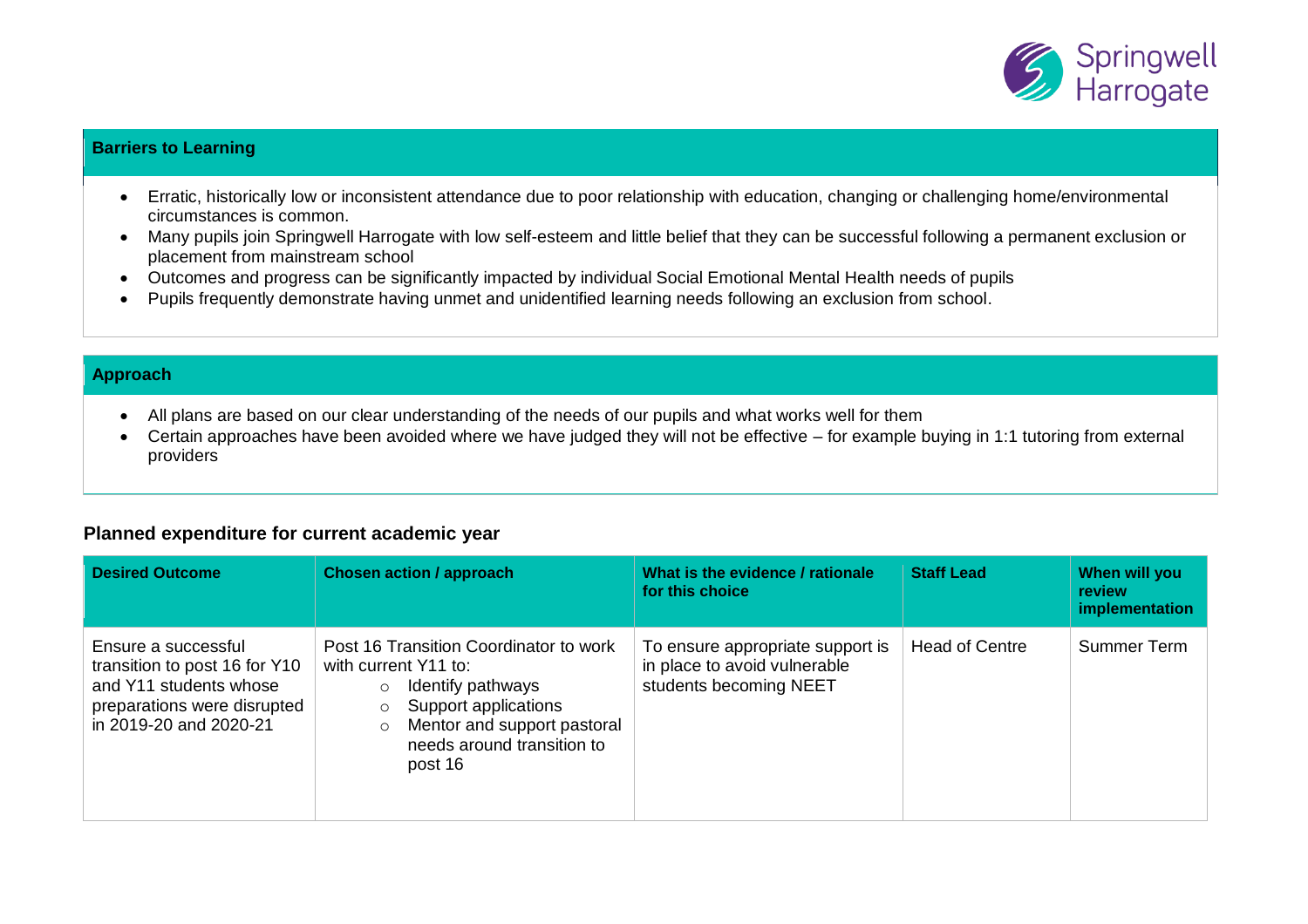## Barriers to Learning

- Erratic, historically low or inconsistent attendance due to poor relationship with education, changing or challenging home/environmental circumstances is common.
- Many pupils join Springwell Harrogate with low self-esteem and little belief that they can be successful following a permanent exclusion or placement from mainstream school
- Outcomes and progress can be significantly impacted by individual Social Emotional Mental Health needs of pupils
- Pupils frequently demonstrate having unmet and unidentified learning needs following an exclusion from school.

## Approach

- All plans are based on our clear understanding of the needs of our pupils and what works well for them
- Certain approaches have been avoided where we have judged they will not be effective – for example buying in 1:1 tutoring from external providers

### Planned expenditure for current academic year

| Desired Outcome | Chosen action / approach | What is the evidence / rationale for this choice | Staff Lead | When will you review implementation |
|---|---|---|---|---|
| Ensure a successful transition to post 16 for Y10 and Y11 students whose preparations were disrupted in 2019-20 and 2020-21 | Post 16 Transition Coordinator to work with current Y11 to:<br>○ Identify pathways<br>○ Support applications<br>○ Mentor and support pastoral needs around transition to post 16 | To ensure appropriate support is in place to avoid vulnerable students becoming NEET | Head of Centre | Summer Term |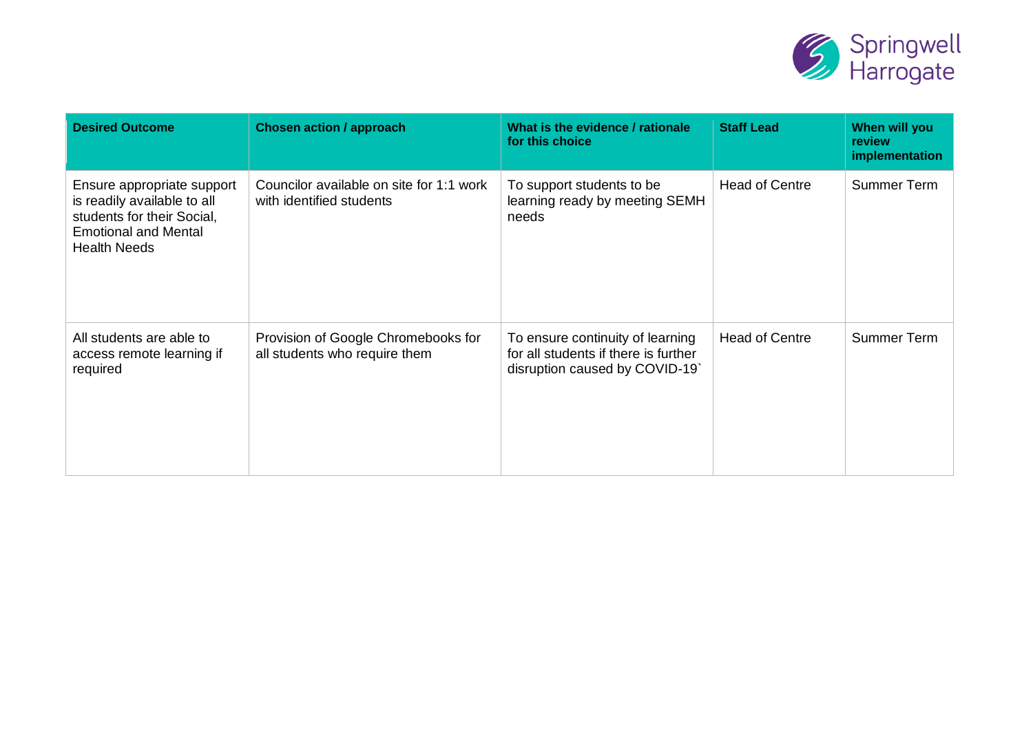| Desired Outcome | Chosen action / approach | What is the evidence / rationale for this choice | Staff Lead | When will you review implementation |
|---|---|---|---|---|
| Ensure appropriate support is readily available to all students for their Social, Emotional and Mental Health Needs | Councilor available on site for 1:1 work with identified students | To support students to be learning ready by meeting SEMH needs | Head of Centre | Summer Term |
| All students are able to access remote learning if required | Provision of Google Chromebooks for all students who require them | To ensure continuity of learning for all students if there is further disruption caused by COVID-19` | Head of Centre | Summer Term |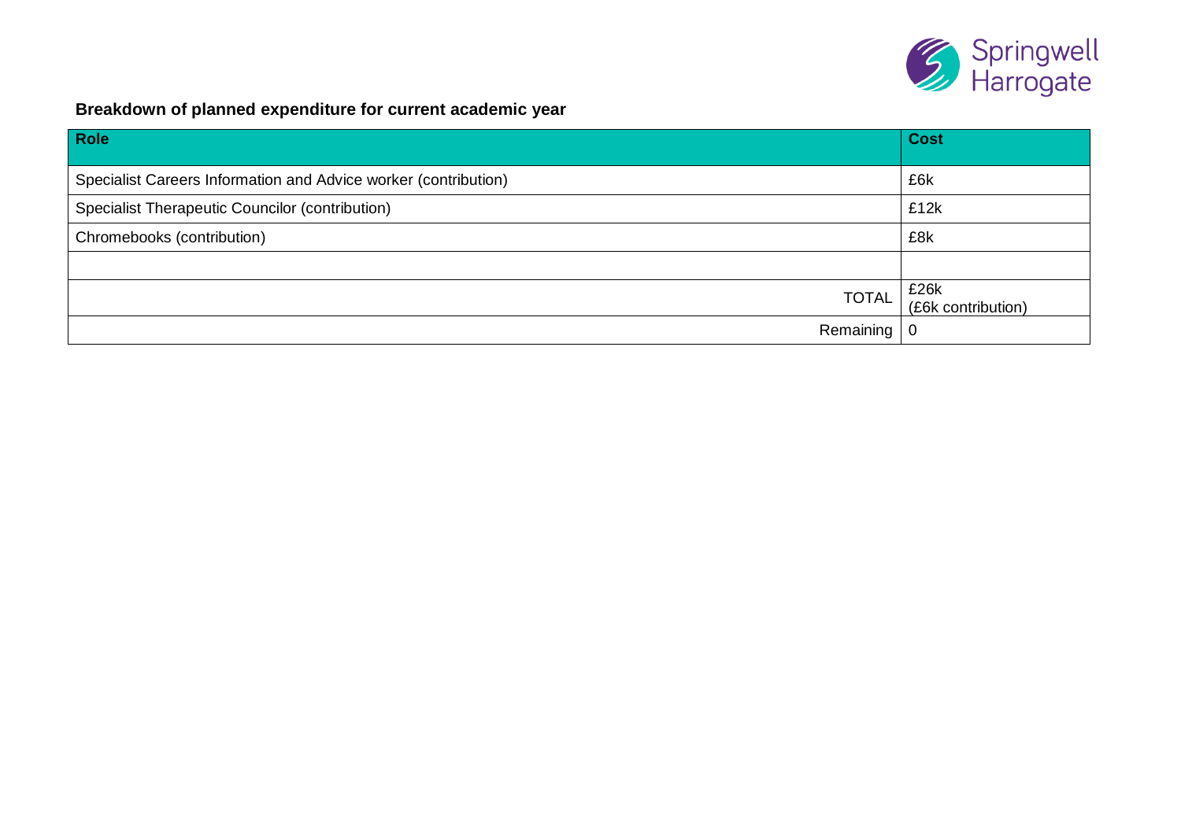**Breakdown of planned expenditure for current academic year**

| Role | Cost |
|---|---|
| Specialist Careers Information and Advice worker (contribution) | £6k |
| Specialist Therapeutic Councilor (contribution) | £12k |
| Chromebooks (contribution) | £8k |
| | |
| TOTAL | £26k (£6k contribution) |
| Remaining | 0 |